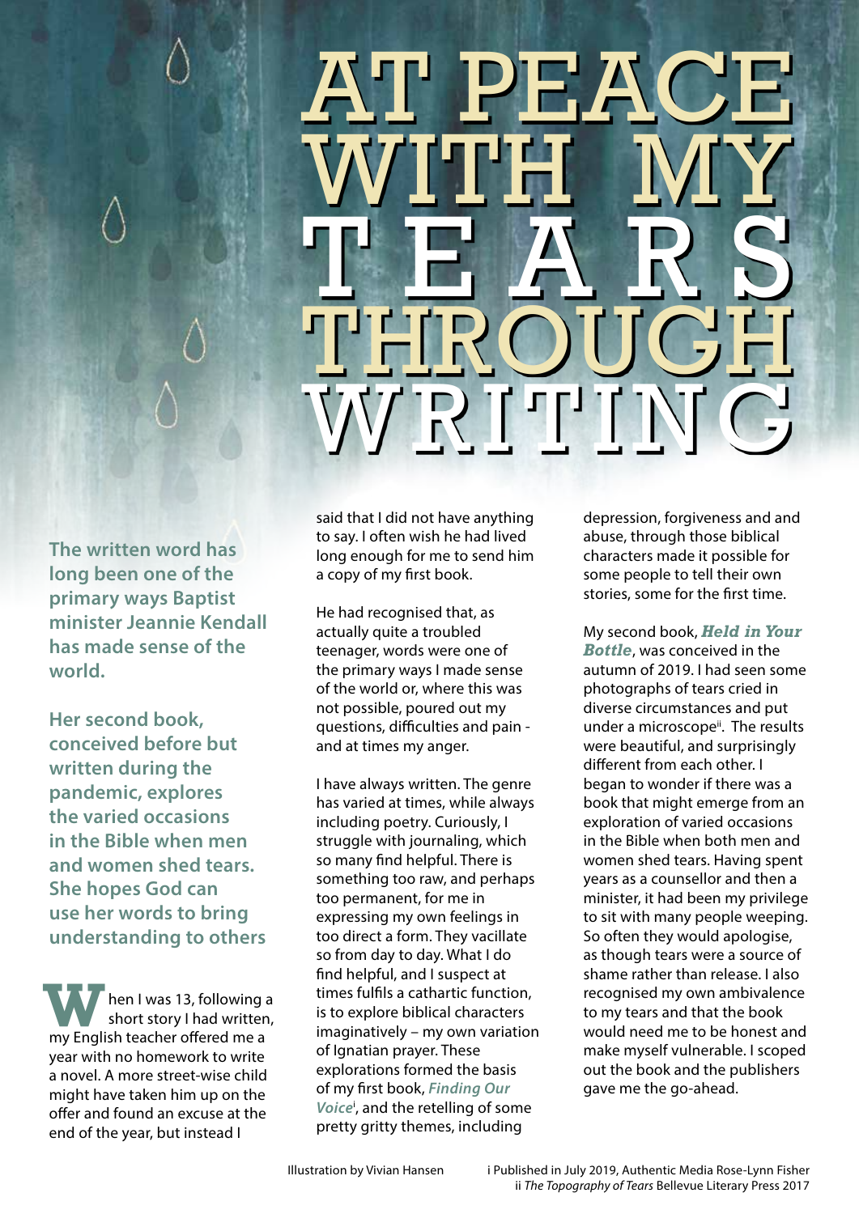# AT PEACE WITH MY TEARS THROUGH WRITING

**The written word has long been one of the primary ways Baptist minister Jeannie Kendall has made sense of the world.**

**Her second book, conceived before but written during the pandemic, explores the varied occasions in the Bible when men and women shed tears. She hopes God can use her words to bring understanding to others**

When I was 13, following a short story I had written, my English teacher offered me a year with no homework to write a novel. A more street-wise child might have taken him up on the offer and found an excuse at the end of the year, but instead I said that I did not have anything to say. I often wish he had lived long enough for me to send him a copy of my first book.

He had recognised that, as actually quite a troubled teenager, words were one of the primary ways I made sense of the world or, where this was not possible, poured out my questions, difficulties and pain - and at times my anger.

I have always written. The genre has varied at times, while always including poetry. Curiously, I struggle with journaling, which so many find helpful. There is something too raw, and perhaps too permanent, for me in expressing my own feelings in too direct a form. They vacillate so from day to day. What I do find helpful, and I suspect at times fulfils a cathartic function, is to explore biblical characters imaginatively – my own variation of Ignatian prayer. These explorations formed the basis of my first book, ***Finding Our Voice***[i], and the retelling of some pretty gritty themes, including depression, forgiveness and and abuse, through those biblical characters made it possible for some people to tell their own stories, some for the first time.

My second book, ***Held in Your Bottle***, was conceived in the autumn of 2019. I had seen some photographs of tears cried in diverse circumstances and put under a microscope[ii]. The results were beautiful, and surprisingly different from each other. I began to wonder if there was a book that might emerge from an exploration of varied occasions in the Bible when both men and women shed tears. Having spent years as a counsellor and then a minister, it had been my privilege to sit with many people weeping. So often they would apologise, as though tears were a source of shame rather than release. I also recognised my own ambivalence to my tears and that the book would need me to be honest and make myself vulnerable. I scoped out the book and the publishers gave me the go-ahead.

Illustration by Vivian Hansen

i Published in July 2019, Authentic Media Rose-Lynn Fisher
ii *The Topography of Tears* Bellevue Literary Press 2017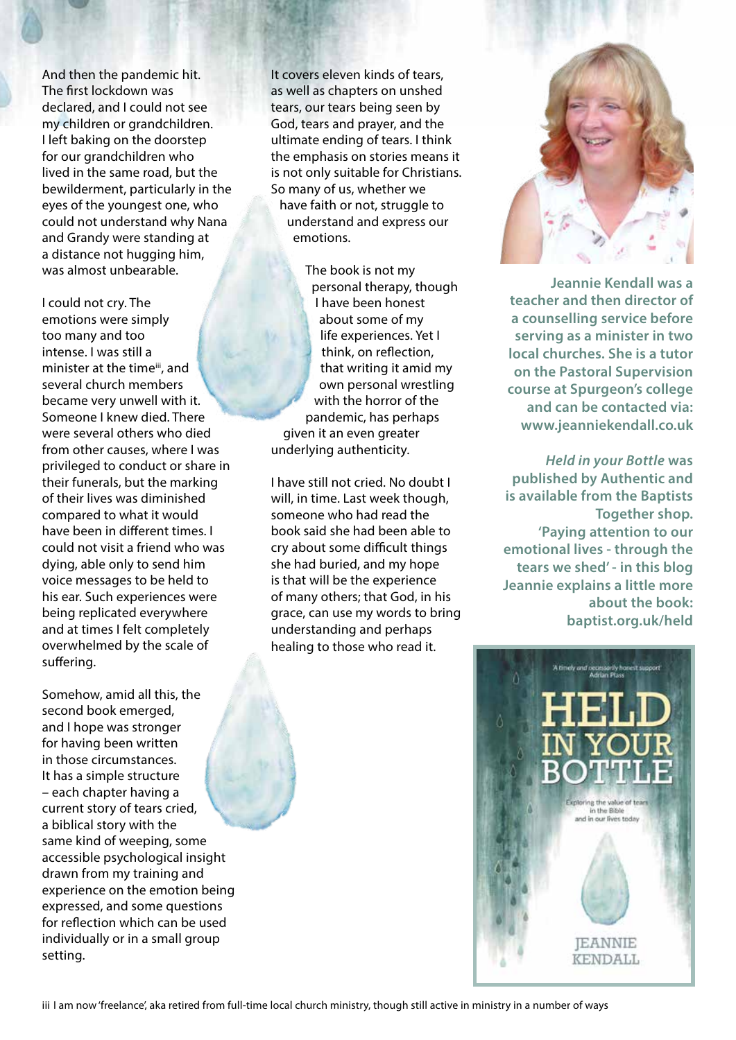And then the pandemic hit. The first lockdown was declared, and I could not see my children or grandchildren. I left baking on the doorstep for our grandchildren who lived in the same road, but the bewilderment, particularly in the eyes of the youngest one, who could not understand why Nana and Grandy were standing at a distance not hugging him, was almost unbearable.

I could not cry. The emotions were simply too many and too intense. I was still a minister at the time[iii], and several church members became very unwell with it. Someone I knew died. There were several others who died from other causes, where I was privileged to conduct or share in their funerals, but the marking of their lives was diminished compared to what it would have been in different times. I could not visit a friend who was dying, able only to send him voice messages to be held to his ear. Such experiences were being replicated everywhere and at times I felt completely overwhelmed by the scale of suffering.

Somehow, amid all this, the second book emerged, and I hope was stronger for having been written in those circumstances. It has a simple structure – each chapter having a current story of tears cried, a biblical story with the same kind of weeping, some accessible psychological insight drawn from my training and experience on the emotion being expressed, and some questions for reflection which can be used individually or in a small group setting.

It covers eleven kinds of tears, as well as chapters on unshed tears, our tears being seen by God, tears and prayer, and the ultimate ending of tears. I think the emphasis on stories means it is not only suitable for Christians. So many of us, whether we have faith or not, struggle to understand and express our emotions.

The book is not my personal therapy, though I have been honest about some of my life experiences. Yet I think, on reflection, that writing it amid my own personal wrestling with the horror of the pandemic, has perhaps given it an even greater underlying authenticity.

I have still not cried. No doubt I will, in time. Last week though, someone who had read the book said she had been able to cry about some difficult things she had buried, and my hope is that will be the experience of many others; that God, in his grace, can use my words to bring understanding and perhaps healing to those who read it.

**Jeannie Kendall was a teacher and then director of a counselling service before serving as a minister in two local churches. She is a tutor on the Pastoral Supervision course at Spurgeon's college and can be contacted via: www.jeanniekendall.co.uk**

***Held in your Bottle*** **was published by Authentic and is available from the Baptists Together shop. 'Paying attention to our emotional lives - through the tears we shed' - in this blog Jeannie explains a little more about the book: baptist.org.uk/held**

'A timely and necessarily honest support' Adrian Plass

HELD IN YOUR BOTTLE

Exploring the value of tears in the Bible and in our lives today

JEANNIE KENDALL

iii I am now 'freelance', aka retired from full-time local church ministry, though still active in ministry in a number of ways